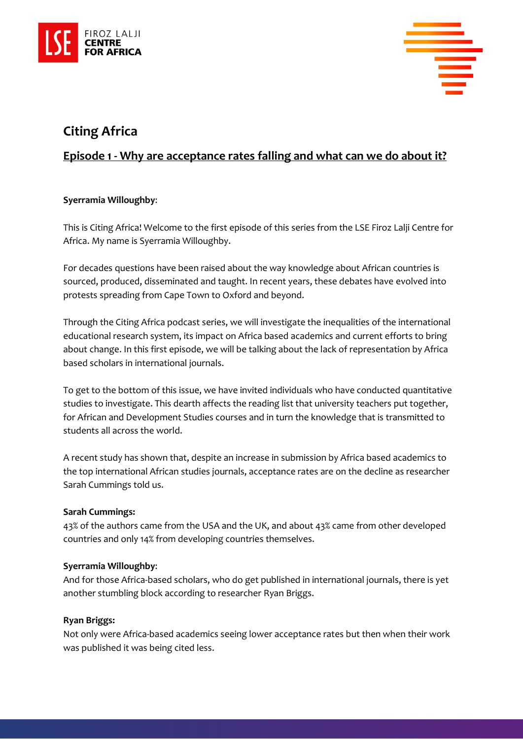# Citing Africa

## Episode 1 - Why are acceptance rates falling and what can we do about it?

**Syerramia Willoughby**:

This is Citing Africa! Welcome to the first episode of this series from the LSE Firoz Lalji Centre for Africa. My name is Syerramia Willoughby.

For decades questions have been raised about the way knowledge about African countries is sourced, produced, disseminated and taught. In recent years, these debates have evolved into protests spreading from Cape Town to Oxford and beyond.

Through the Citing Africa podcast series, we will investigate the inequalities of the international educational research system, its impact on Africa based academics and current efforts to bring about change. In this first episode, we will be talking about the lack of representation by Africa based scholars in international journals.

To get to the bottom of this issue, we have invited individuals who have conducted quantitative studies to investigate. This dearth affects the reading list that university teachers put together, for African and Development Studies courses and in turn the knowledge that is transmitted to students all across the world.

A recent study has shown that, despite an increase in submission by Africa based academics to the top international African studies journals, acceptance rates are on the decline as researcher Sarah Cummings told us.

**Sarah Cummings:**
43% of the authors came from the USA and the UK, and about 43% came from other developed countries and only 14% from developing countries themselves.

**Syerramia Willoughby**:
And for those Africa-based scholars, who do get published in international journals, there is yet another stumbling block according to researcher Ryan Briggs.

**Ryan Briggs:**
Not only were Africa-based academics seeing lower acceptance rates but then when their work was published it was being cited less.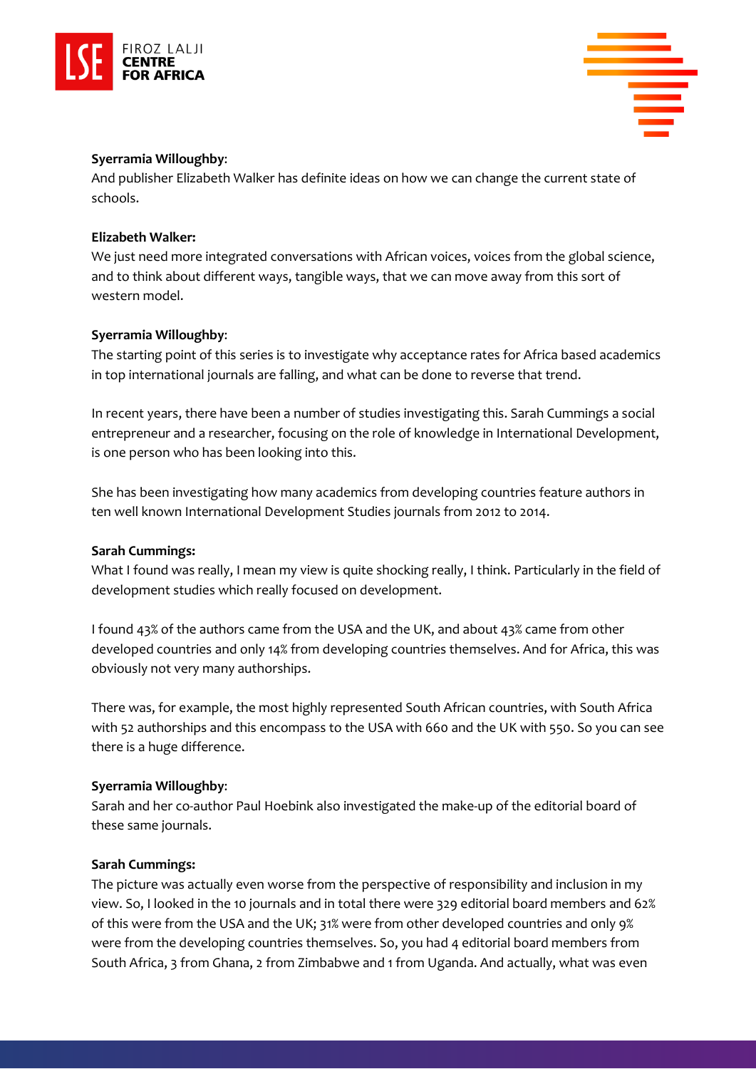**Syerramia Willoughby**:
And publisher Elizabeth Walker has definite ideas on how we can change the current state of schools.

**Elizabeth Walker:**
We just need more integrated conversations with African voices, voices from the global science, and to think about different ways, tangible ways, that we can move away from this sort of western model.

**Syerramia Willoughby**:
The starting point of this series is to investigate why acceptance rates for Africa based academics in top international journals are falling, and what can be done to reverse that trend.

In recent years, there have been a number of studies investigating this. Sarah Cummings a social entrepreneur and a researcher, focusing on the role of knowledge in International Development, is one person who has been looking into this.

She has been investigating how many academics from developing countries feature authors in ten well known International Development Studies journals from 2012 to 2014.

**Sarah Cummings:**
What I found was really, I mean my view is quite shocking really, I think. Particularly in the field of development studies which really focused on development.

I found 43% of the authors came from the USA and the UK, and about 43% came from other developed countries and only 14% from developing countries themselves. And for Africa, this was obviously not very many authorships.

There was, for example, the most highly represented South African countries, with South Africa with 52 authorships and this encompass to the USA with 660 and the UK with 550. So you can see there is a huge difference.

**Syerramia Willoughby**:
Sarah and her co-author Paul Hoebink also investigated the make-up of the editorial board of these same journals.

**Sarah Cummings:**
The picture was actually even worse from the perspective of responsibility and inclusion in my view. So, I looked in the 10 journals and in total there were 329 editorial board members and 62% of this were from the USA and the UK; 31% were from other developed countries and only 9% were from the developing countries themselves. So, you had 4 editorial board members from South Africa, 3 from Ghana, 2 from Zimbabwe and 1 from Uganda. And actually, what was even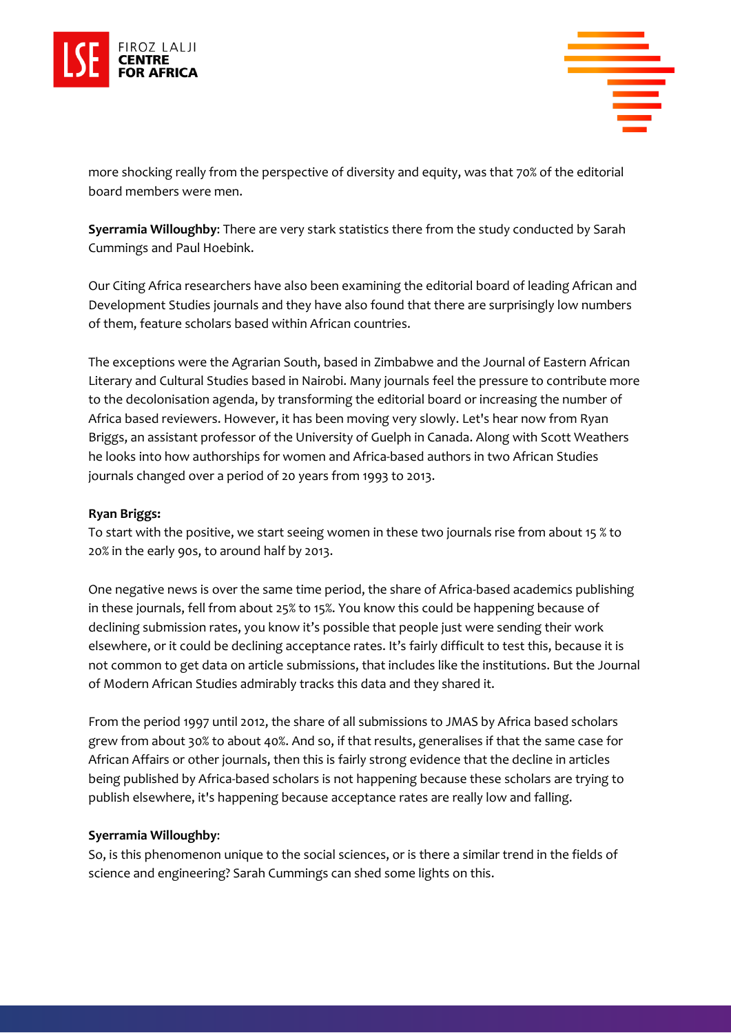more shocking really from the perspective of diversity and equity, was that 70% of the editorial board members were men.

**Syerramia Willoughby**: There are very stark statistics there from the study conducted by Sarah Cummings and Paul Hoebink.

Our Citing Africa researchers have also been examining the editorial board of leading African and Development Studies journals and they have also found that there are surprisingly low numbers of them, feature scholars based within African countries.

The exceptions were the Agrarian South, based in Zimbabwe and the Journal of Eastern African Literary and Cultural Studies based in Nairobi. Many journals feel the pressure to contribute more to the decolonisation agenda, by transforming the editorial board or increasing the number of Africa based reviewers. However, it has been moving very slowly. Let's hear now from Ryan Briggs, an assistant professor of the University of Guelph in Canada. Along with Scott Weathers he looks into how authorships for women and Africa-based authors in two African Studies journals changed over a period of 20 years from 1993 to 2013.

**Ryan Briggs:**
To start with the positive, we start seeing women in these two journals rise from about 15 % to 20% in the early 90s, to around half by 2013.

One negative news is over the same time period, the share of Africa-based academics publishing in these journals, fell from about 25% to 15%. You know this could be happening because of declining submission rates, you know it's possible that people just were sending their work elsewhere, or it could be declining acceptance rates. It's fairly difficult to test this, because it is not common to get data on article submissions, that includes like the institutions. But the Journal of Modern African Studies admirably tracks this data and they shared it.

From the period 1997 until 2012, the share of all submissions to JMAS by Africa based scholars grew from about 30% to about 40%. And so, if that results, generalises if that the same case for African Affairs or other journals, then this is fairly strong evidence that the decline in articles being published by Africa-based scholars is not happening because these scholars are trying to publish elsewhere, it's happening because acceptance rates are really low and falling.

**Syerramia Willoughby**:
So, is this phenomenon unique to the social sciences, or is there a similar trend in the fields of science and engineering? Sarah Cummings can shed some lights on this.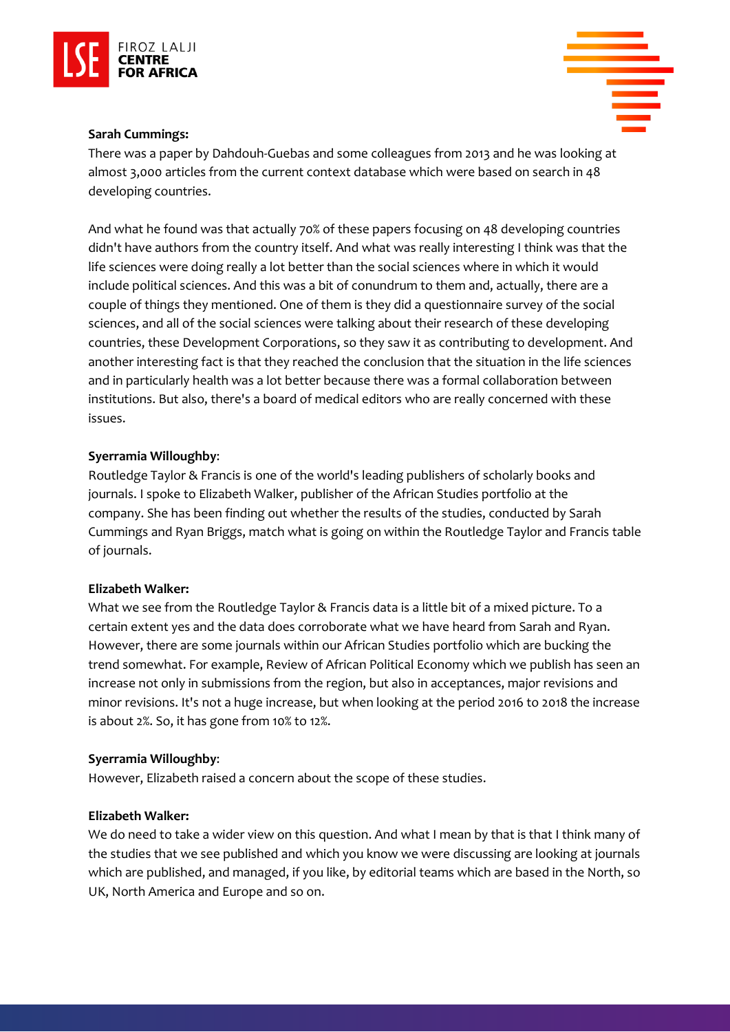**Sarah Cummings:**

There was a paper by Dahdouh-Guebas and some colleagues from 2013 and he was looking at almost 3,000 articles from the current context database which were based on search in 48 developing countries.

And what he found was that actually 70% of these papers focusing on 48 developing countries didn't have authors from the country itself. And what was really interesting I think was that the life sciences were doing really a lot better than the social sciences where in which it would include political sciences. And this was a bit of conundrum to them and, actually, there are a couple of things they mentioned. One of them is they did a questionnaire survey of the social sciences, and all of the social sciences were talking about their research of these developing countries, these Development Corporations, so they saw it as contributing to development. And another interesting fact is that they reached the conclusion that the situation in the life sciences and in particularly health was a lot better because there was a formal collaboration between institutions. But also, there's a board of medical editors who are really concerned with these issues.

**Syerramia Willoughby**:

Routledge Taylor & Francis is one of the world's leading publishers of scholarly books and journals. I spoke to Elizabeth Walker, publisher of the African Studies portfolio at the company. She has been finding out whether the results of the studies, conducted by Sarah Cummings and Ryan Briggs, match what is going on within the Routledge Taylor and Francis table of journals.

**Elizabeth Walker:**

What we see from the Routledge Taylor & Francis data is a little bit of a mixed picture. To a certain extent yes and the data does corroborate what we have heard from Sarah and Ryan. However, there are some journals within our African Studies portfolio which are bucking the trend somewhat. For example, Review of African Political Economy which we publish has seen an increase not only in submissions from the region, but also in acceptances, major revisions and minor revisions. It's not a huge increase, but when looking at the period 2016 to 2018 the increase is about 2%. So, it has gone from 10% to 12%.

**Syerramia Willoughby**:

However, Elizabeth raised a concern about the scope of these studies.

**Elizabeth Walker:**

We do need to take a wider view on this question. And what I mean by that is that I think many of the studies that we see published and which you know we were discussing are looking at journals which are published, and managed, if you like, by editorial teams which are based in the North, so UK, North America and Europe and so on.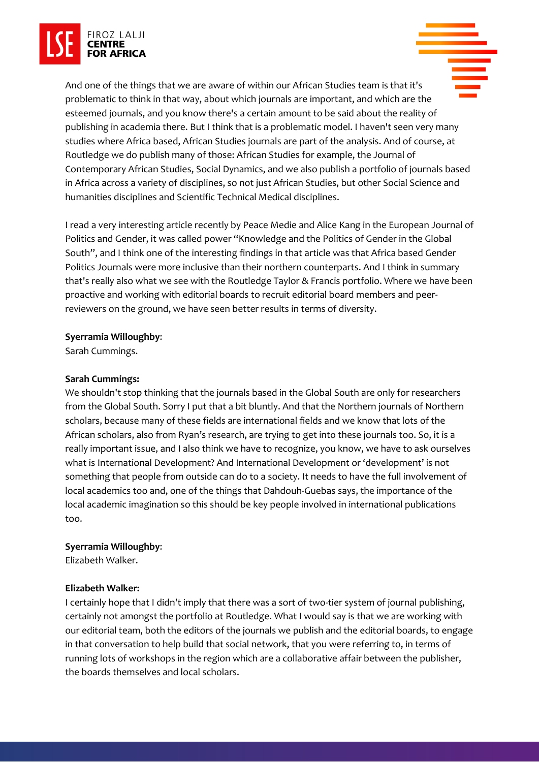And one of the things that we are aware of within our African Studies team is that it's problematic to think in that way, about which journals are important, and which are the esteemed journals, and you know there's a certain amount to be said about the reality of publishing in academia there. But I think that is a problematic model. I haven't seen very many studies where Africa based, African Studies journals are part of the analysis. And of course, at Routledge we do publish many of those: African Studies for example, the Journal of Contemporary African Studies, Social Dynamics, and we also publish a portfolio of journals based in Africa across a variety of disciplines, so not just African Studies, but other Social Science and humanities disciplines and Scientific Technical Medical disciplines.

I read a very interesting article recently by Peace Medie and Alice Kang in the European Journal of Politics and Gender, it was called power "Knowledge and the Politics of Gender in the Global South", and I think one of the interesting findings in that article was that Africa based Gender Politics Journals were more inclusive than their northern counterparts. And I think in summary that's really also what we see with the Routledge Taylor & Francis portfolio. Where we have been proactive and working with editorial boards to recruit editorial board members and peer-reviewers on the ground, we have seen better results in terms of diversity.

**Syerramia Willoughby**:
Sarah Cummings.

**Sarah Cummings:**
We shouldn't stop thinking that the journals based in the Global South are only for researchers from the Global South. Sorry I put that a bit bluntly. And that the Northern journals of Northern scholars, because many of these fields are international fields and we know that lots of the African scholars, also from Ryan's research, are trying to get into these journals too. So, it is a really important issue, and I also think we have to recognize, you know, we have to ask ourselves what is International Development? And International Development or 'development' is not something that people from outside can do to a society. It needs to have the full involvement of local academics too and, one of the things that Dahdouh-Guebas says, the importance of the local academic imagination so this should be key people involved in international publications too.

**Syerramia Willoughby**:
Elizabeth Walker.

**Elizabeth Walker:**
I certainly hope that I didn't imply that there was a sort of two-tier system of journal publishing, certainly not amongst the portfolio at Routledge. What I would say is that we are working with our editorial team, both the editors of the journals we publish and the editorial boards, to engage in that conversation to help build that social network, that you were referring to, in terms of running lots of workshops in the region which are a collaborative affair between the publisher, the boards themselves and local scholars.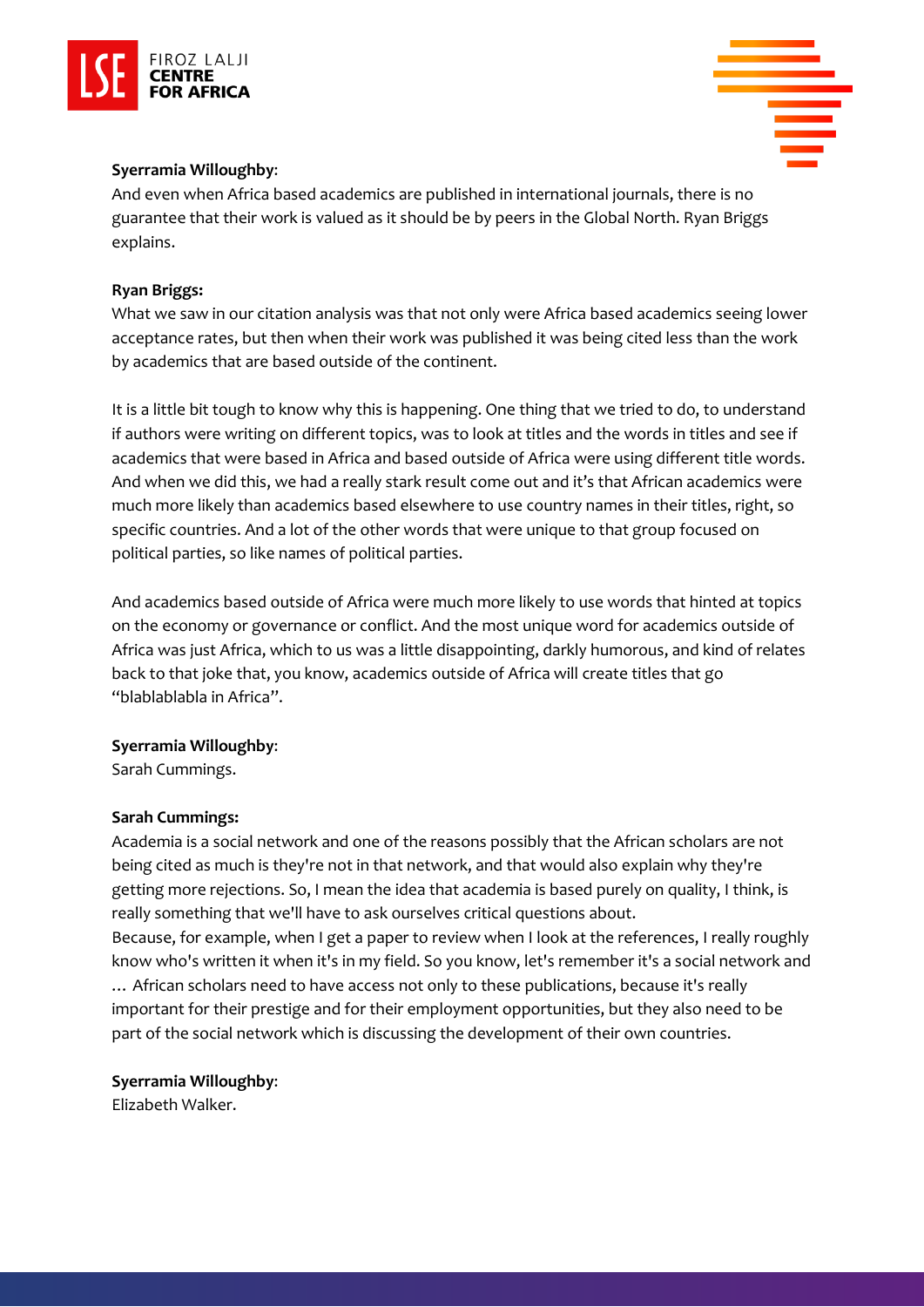**Syerramia Willoughby**:
And even when Africa based academics are published in international journals, there is no guarantee that their work is valued as it should be by peers in the Global North. Ryan Briggs explains.

**Ryan Briggs:**
What we saw in our citation analysis was that not only were Africa based academics seeing lower acceptance rates, but then when their work was published it was being cited less than the work by academics that are based outside of the continent.

It is a little bit tough to know why this is happening. One thing that we tried to do, to understand if authors were writing on different topics, was to look at titles and the words in titles and see if academics that were based in Africa and based outside of Africa were using different title words. And when we did this, we had a really stark result come out and it's that African academics were much more likely than academics based elsewhere to use country names in their titles, right, so specific countries. And a lot of the other words that were unique to that group focused on political parties, so like names of political parties.

And academics based outside of Africa were much more likely to use words that hinted at topics on the economy or governance or conflict. And the most unique word for academics outside of Africa was just Africa, which to us was a little disappointing, darkly humorous, and kind of relates back to that joke that, you know, academics outside of Africa will create titles that go "blablablabla in Africa".

**Syerramia Willoughby**:
Sarah Cummings.

**Sarah Cummings:**
Academia is a social network and one of the reasons possibly that the African scholars are not being cited as much is they're not in that network, and that would also explain why they're getting more rejections. So, I mean the idea that academia is based purely on quality, I think, is really something that we'll have to ask ourselves critical questions about.
Because, for example, when I get a paper to review when I look at the references, I really roughly know who's written it when it's in my field. So you know, let's remember it's a social network and … African scholars need to have access not only to these publications, because it's really important for their prestige and for their employment opportunities, but they also need to be part of the social network which is discussing the development of their own countries.

**Syerramia Willoughby**:
Elizabeth Walker.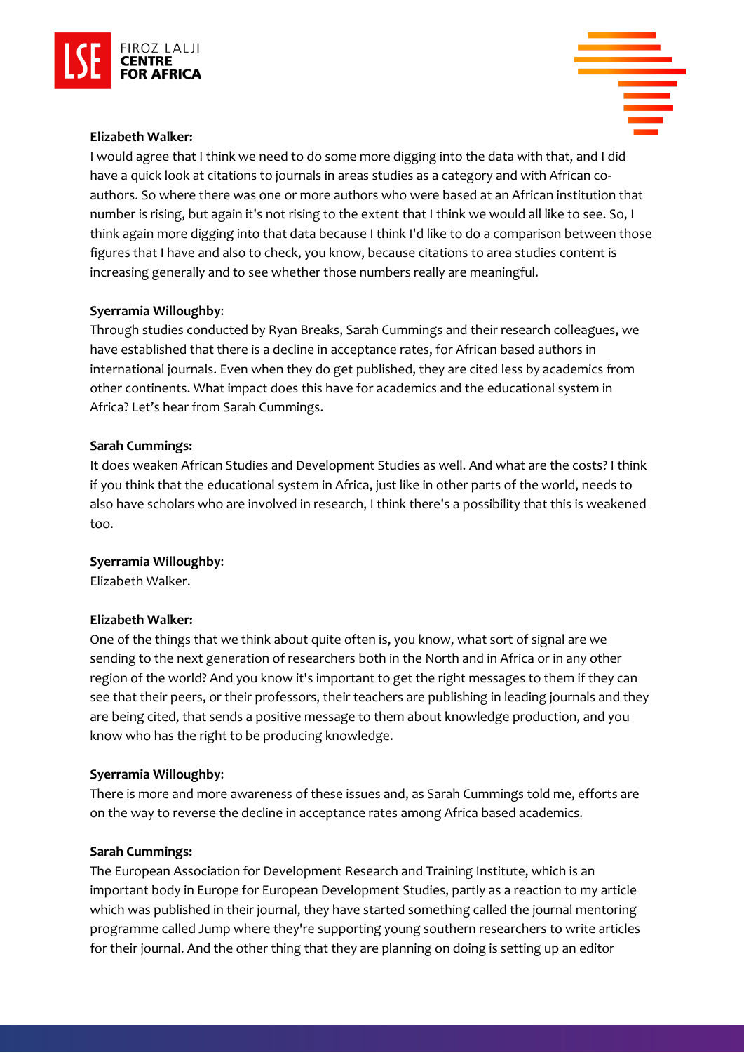**Elizabeth Walker:**

I would agree that I think we need to do some more digging into the data with that, and I did have a quick look at citations to journals in areas studies as a category and with African co-authors. So where there was one or more authors who were based at an African institution that number is rising, but again it's not rising to the extent that I think we would all like to see. So, I think again more digging into that data because I think I'd like to do a comparison between those figures that I have and also to check, you know, because citations to area studies content is increasing generally and to see whether those numbers really are meaningful.

**Syerramia Willoughby**:

Through studies conducted by Ryan Breaks, Sarah Cummings and their research colleagues, we have established that there is a decline in acceptance rates, for African based authors in international journals. Even when they do get published, they are cited less by academics from other continents. What impact does this have for academics and the educational system in Africa? Let's hear from Sarah Cummings.

**Sarah Cummings:**

It does weaken African Studies and Development Studies as well. And what are the costs? I think if you think that the educational system in Africa, just like in other parts of the world, needs to also have scholars who are involved in research, I think there's a possibility that this is weakened too.

**Syerramia Willoughby**:

Elizabeth Walker.

**Elizabeth Walker:**

One of the things that we think about quite often is, you know, what sort of signal are we sending to the next generation of researchers both in the North and in Africa or in any other region of the world? And you know it's important to get the right messages to them if they can see that their peers, or their professors, their teachers are publishing in leading journals and they are being cited, that sends a positive message to them about knowledge production, and you know who has the right to be producing knowledge.

**Syerramia Willoughby**:

There is more and more awareness of these issues and, as Sarah Cummings told me, efforts are on the way to reverse the decline in acceptance rates among Africa based academics.

**Sarah Cummings:**

The European Association for Development Research and Training Institute, which is an important body in Europe for European Development Studies, partly as a reaction to my article which was published in their journal, they have started something called the journal mentoring programme called Jump where they're supporting young southern researchers to write articles for their journal. And the other thing that they are planning on doing is setting up an editor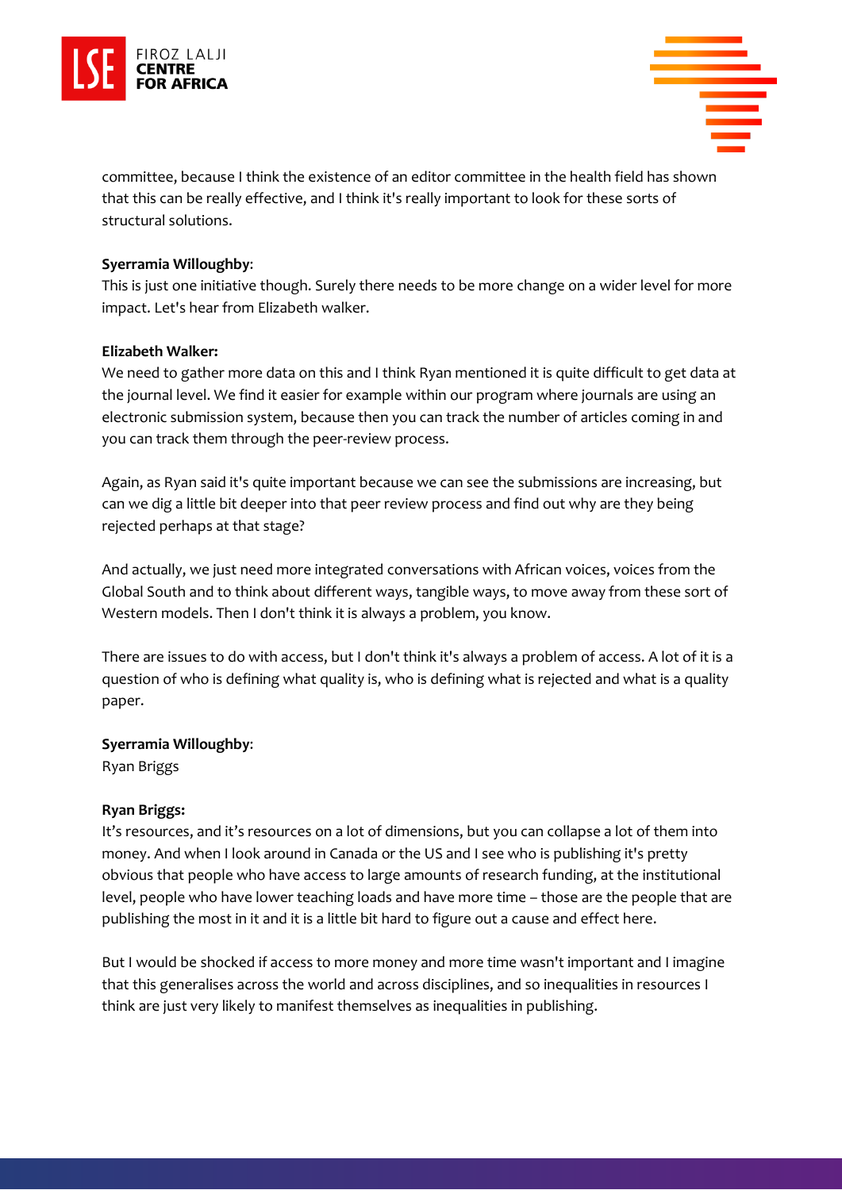committee, because I think the existence of an editor committee in the health field has shown that this can be really effective, and I think it's really important to look for these sorts of structural solutions.

**Syerramia Willoughby**:
This is just one initiative though. Surely there needs to be more change on a wider level for more impact. Let's hear from Elizabeth walker.

**Elizabeth Walker:**
We need to gather more data on this and I think Ryan mentioned it is quite difficult to get data at the journal level. We find it easier for example within our program where journals are using an electronic submission system, because then you can track the number of articles coming in and you can track them through the peer-review process.

Again, as Ryan said it's quite important because we can see the submissions are increasing, but can we dig a little bit deeper into that peer review process and find out why are they being rejected perhaps at that stage?

And actually, we just need more integrated conversations with African voices, voices from the Global South and to think about different ways, tangible ways, to move away from these sort of Western models. Then I don't think it is always a problem, you know.

There are issues to do with access, but I don't think it's always a problem of access. A lot of it is a question of who is defining what quality is, who is defining what is rejected and what is a quality paper.

**Syerramia Willoughby**:
Ryan Briggs

**Ryan Briggs:**
It's resources, and it's resources on a lot of dimensions, but you can collapse a lot of them into money. And when I look around in Canada or the US and I see who is publishing it's pretty obvious that people who have access to large amounts of research funding, at the institutional level, people who have lower teaching loads and have more time – those are the people that are publishing the most in it and it is a little bit hard to figure out a cause and effect here.

But I would be shocked if access to more money and more time wasn't important and I imagine that this generalises across the world and across disciplines, and so inequalities in resources I think are just very likely to manifest themselves as inequalities in publishing.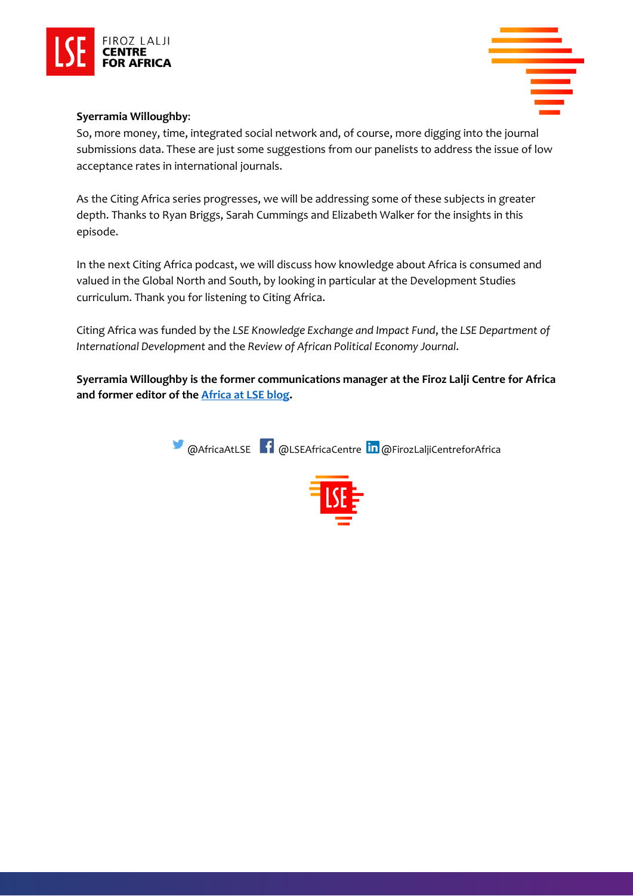**Syerramia Willoughby**:
So, more money, time, integrated social network and, of course, more digging into the journal submissions data. These are just some suggestions from our panelists to address the issue of low acceptance rates in international journals.

As the Citing Africa series progresses, we will be addressing some of these subjects in greater depth. Thanks to Ryan Briggs, Sarah Cummings and Elizabeth Walker for the insights in this episode.

In the next Citing Africa podcast, we will discuss how knowledge about Africa is consumed and valued in the Global North and South, by looking in particular at the Development Studies curriculum. Thank you for listening to Citing Africa.

Citing Africa was funded by the *LSE Knowledge Exchange and Impact Fund*, the *LSE Department of International Development* and the *Review of African Political Economy Journal*.

**Syerramia Willoughby is the former communications manager at the Firoz Lalji Centre for Africa and former editor of the [Africa at LSE blog](#).**

@AfricaAtLSE @LSEAfricaCentre @FirozLaljiCentreforAfrica